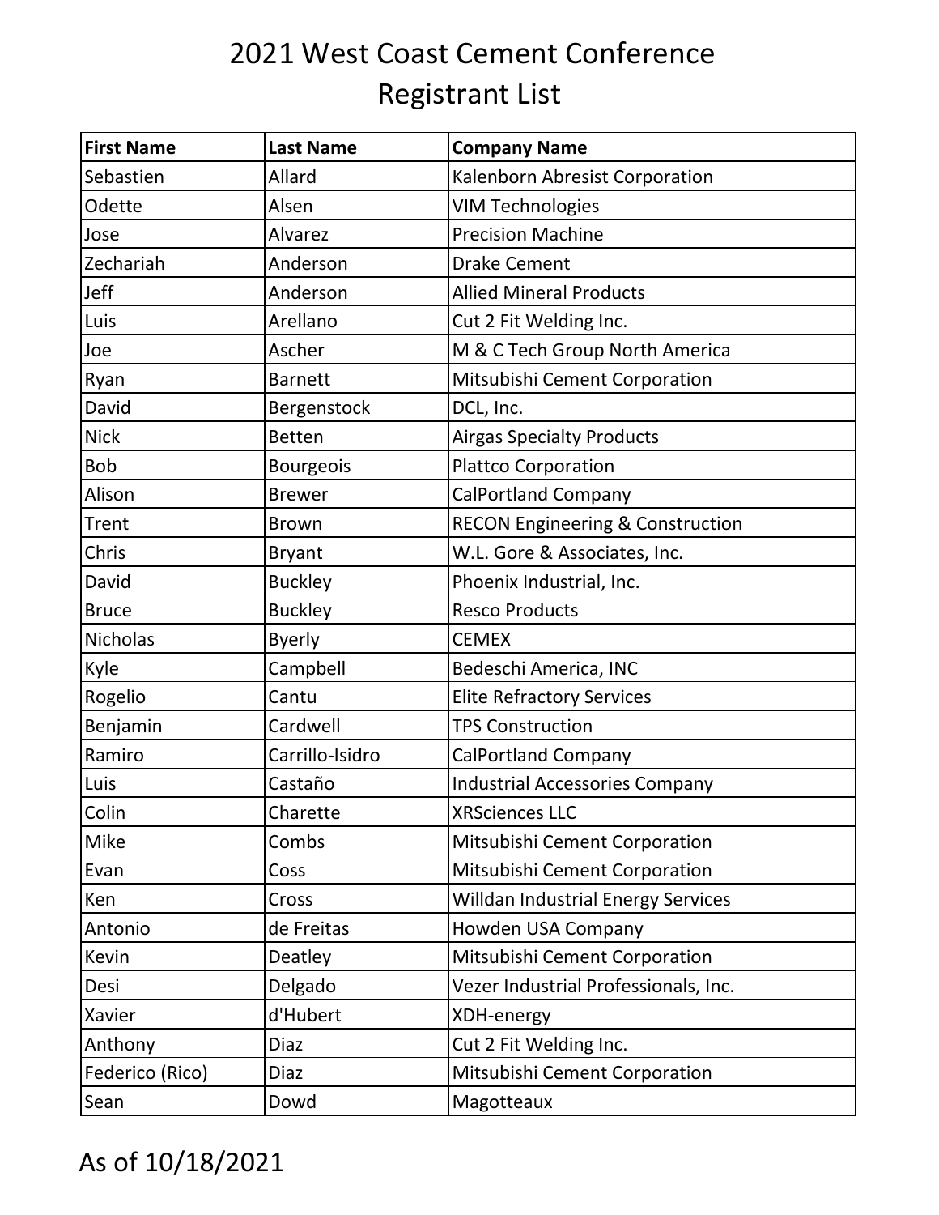# 2021 West Coast Cement Conference
# Registrant List

| **First Name** | **Last Name** | **Company Name** |
|---|---|---|
| Sebastien | Allard | Kalenborn Abresist Corporation |
| Odette | Alsen | VIM Technologies |
| Jose | Alvarez | Precision Machine |
| Zechariah | Anderson | Drake Cement |
| Jeff | Anderson | Allied Mineral Products |
| Luis | Arellano | Cut 2 Fit Welding Inc. |
| Joe | Ascher | M & C Tech Group North America |
| Ryan | Barnett | Mitsubishi Cement Corporation |
| David | Bergenstock | DCL, Inc. |
| Nick | Betten | Airgas Specialty Products |
| Bob | Bourgeois | Plattco Corporation |
| Alison | Brewer | CalPortland Company |
| Trent | Brown | RECON Engineering & Construction |
| Chris | Bryant | W.L. Gore & Associates, Inc. |
| David | Buckley | Phoenix Industrial, Inc. |
| Bruce | Buckley | Resco Products |
| Nicholas | Byerly | CEMEX |
| Kyle | Campbell | Bedeschi America, INC |
| Rogelio | Cantu | Elite Refractory Services |
| Benjamin | Cardwell | TPS Construction |
| Ramiro | Carrillo-Isidro | CalPortland Company |
| Luis | Castaño | Industrial Accessories Company |
| Colin | Charette | XRSciences LLC |
| Mike | Combs | Mitsubishi Cement Corporation |
| Evan | Coss | Mitsubishi Cement Corporation |
| Ken | Cross | Willdan Industrial Energy Services |
| Antonio | de Freitas | Howden USA Company |
| Kevin | Deatley | Mitsubishi Cement Corporation |
| Desi | Delgado | Vezer Industrial Professionals, Inc. |
| Xavier | d'Hubert | XDH-energy |
| Anthony | Diaz | Cut 2 Fit Welding Inc. |
| Federico (Rico) | Diaz | Mitsubishi Cement Corporation |
| Sean | Dowd | Magotteaux |

As of 10/18/2021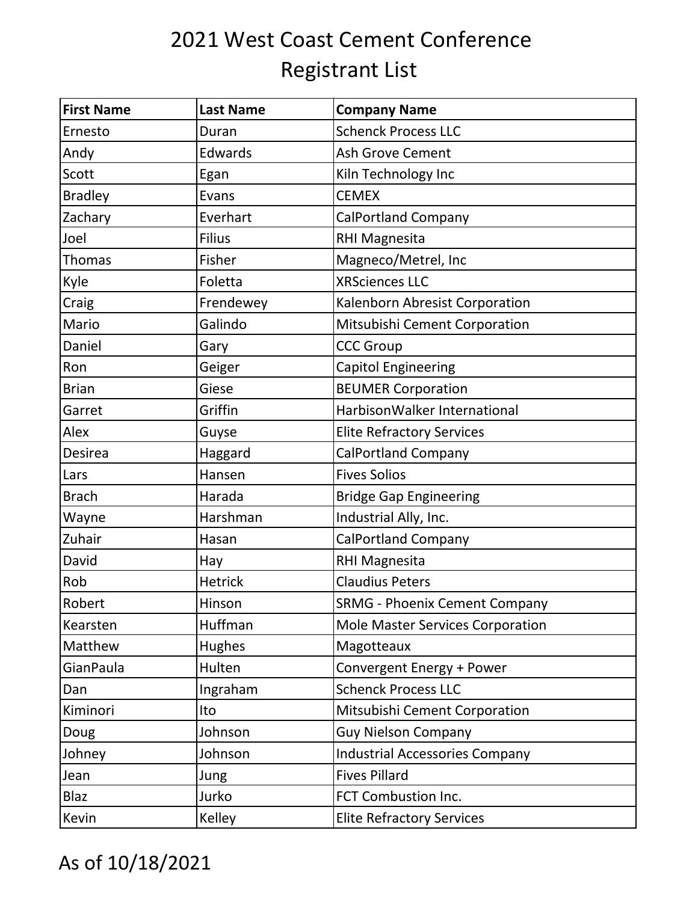# 2021 West Coast Cement Conference
# Registrant List

| First Name | Last Name | Company Name |
|---|---|---|
| Ernesto | Duran | Schenck Process LLC |
| Andy | Edwards | Ash Grove Cement |
| Scott | Egan | Kiln Technology Inc |
| Bradley | Evans | CEMEX |
| Zachary | Everhart | CalPortland Company |
| Joel | Filius | RHI Magnesita |
| Thomas | Fisher | Magneco/Metrel, Inc |
| Kyle | Foletta | XRSciences LLC |
| Craig | Frendewey | Kalenborn Abresist Corporation |
| Mario | Galindo | Mitsubishi Cement Corporation |
| Daniel | Gary | CCC Group |
| Ron | Geiger | Capitol Engineering |
| Brian | Giese | BEUMER Corporation |
| Garret | Griffin | HarbisonWalker International |
| Alex | Guyse | Elite Refractory Services |
| Desirea | Haggard | CalPortland Company |
| Lars | Hansen | Fives Solios |
| Brach | Harada | Bridge Gap Engineering |
| Wayne | Harshman | Industrial Ally, Inc. |
| Zuhair | Hasan | CalPortland Company |
| David | Hay | RHI Magnesita |
| Rob | Hetrick | Claudius Peters |
| Robert | Hinson | SRMG - Phoenix Cement Company |
| Kearsten | Huffman | Mole Master Services Corporation |
| Matthew | Hughes | Magotteaux |
| GianPaula | Hulten | Convergent Energy + Power |
| Dan | Ingraham | Schenck Process LLC |
| Kiminori | Ito | Mitsubishi Cement Corporation |
| Doug | Johnson | Guy Nielson Company |
| Johney | Johnson | Industrial Accessories Company |
| Jean | Jung | Fives Pillard |
| Blaz | Jurko | FCT Combustion Inc. |
| Kevin | Kelley | Elite Refractory Services |

As of 10/18/2021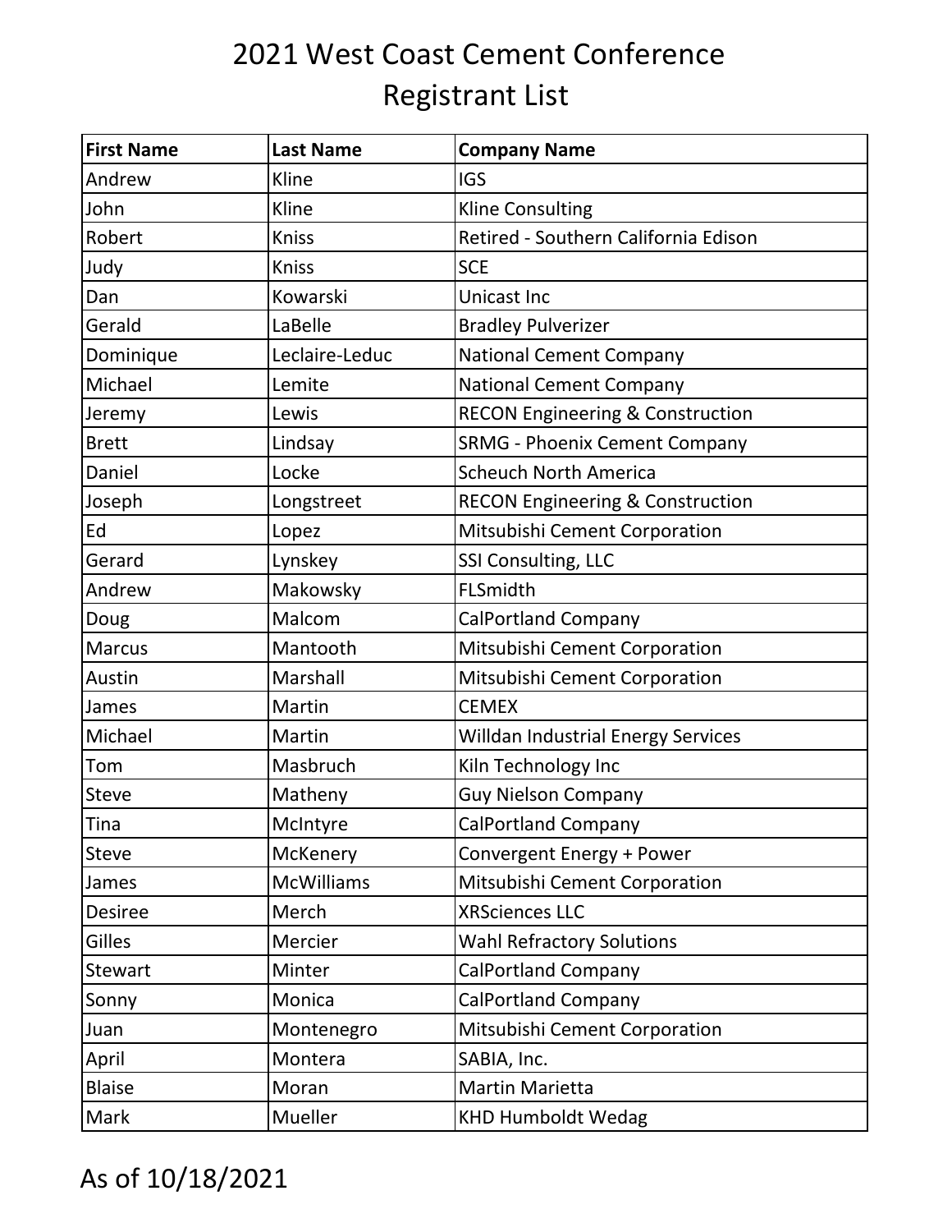# 2021 West Coast Cement Conference
# Registrant List

| First Name | Last Name | Company Name |
|---|---|---|
| Andrew | Kline | IGS |
| John | Kline | Kline Consulting |
| Robert | Kniss | Retired - Southern California Edison |
| Judy | Kniss | SCE |
| Dan | Kowarski | Unicast Inc |
| Gerald | LaBelle | Bradley Pulverizer |
| Dominique | Leclaire-Leduc | National Cement Company |
| Michael | Lemite | National Cement Company |
| Jeremy | Lewis | RECON Engineering & Construction |
| Brett | Lindsay | SRMG - Phoenix Cement Company |
| Daniel | Locke | Scheuch North America |
| Joseph | Longstreet | RECON Engineering & Construction |
| Ed | Lopez | Mitsubishi Cement Corporation |
| Gerard | Lynskey | SSI Consulting, LLC |
| Andrew | Makowsky | FLSmidth |
| Doug | Malcom | CalPortland Company |
| Marcus | Mantooth | Mitsubishi Cement Corporation |
| Austin | Marshall | Mitsubishi Cement Corporation |
| James | Martin | CEMEX |
| Michael | Martin | Willdan Industrial Energy Services |
| Tom | Masbruch | Kiln Technology Inc |
| Steve | Matheny | Guy Nielson Company |
| Tina | McIntyre | CalPortland Company |
| Steve | McKenery | Convergent Energy + Power |
| James | McWilliams | Mitsubishi Cement Corporation |
| Desiree | Merch | XRSciences LLC |
| Gilles | Mercier | Wahl Refractory Solutions |
| Stewart | Minter | CalPortland Company |
| Sonny | Monica | CalPortland Company |
| Juan | Montenegro | Mitsubishi Cement Corporation |
| April | Montera | SABIA, Inc. |
| Blaise | Moran | Martin Marietta |
| Mark | Mueller | KHD Humboldt Wedag |

As of 10/18/2021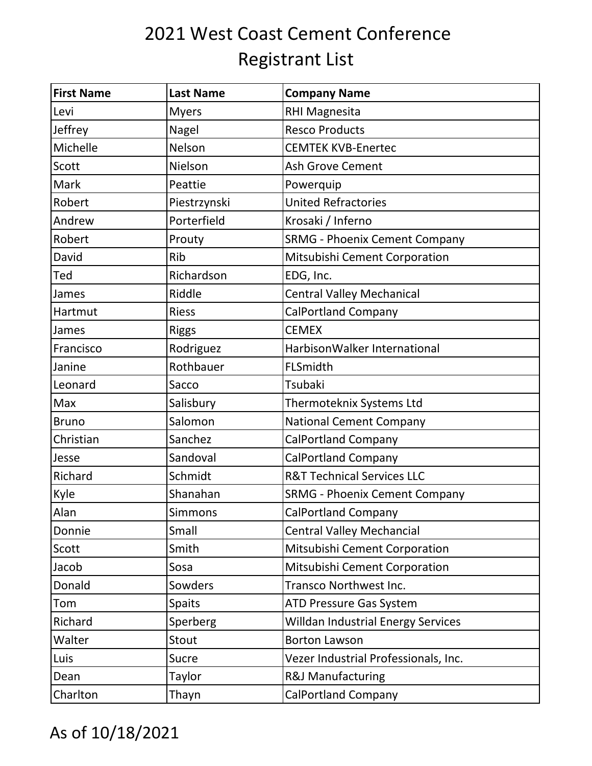# 2021 West Coast Cement Conference
## Registrant List

| First Name | Last Name | Company Name |
|---|---|---|
| Levi | Myers | RHI Magnesita |
| Jeffrey | Nagel | Resco Products |
| Michelle | Nelson | CEMTEK KVB-Enertec |
| Scott | Nielson | Ash Grove Cement |
| Mark | Peattie | Powerquip |
| Robert | Piestrzynski | United Refractories |
| Andrew | Porterfield | Krosaki / Inferno |
| Robert | Prouty | SRMG - Phoenix Cement Company |
| David | Rib | Mitsubishi Cement Corporation |
| Ted | Richardson | EDG, Inc. |
| James | Riddle | Central Valley Mechanical |
| Hartmut | Riess | CalPortland Company |
| James | Riggs | CEMEX |
| Francisco | Rodriguez | HarbisonWalker International |
| Janine | Rothbauer | FLSmidth |
| Leonard | Sacco | Tsubaki |
| Max | Salisbury | Thermoteknix Systems Ltd |
| Bruno | Salomon | National Cement Company |
| Christian | Sanchez | CalPortland Company |
| Jesse | Sandoval | CalPortland Company |
| Richard | Schmidt | R&T Technical Services LLC |
| Kyle | Shanahan | SRMG - Phoenix Cement Company |
| Alan | Simmons | CalPortland Company |
| Donnie | Small | Central Valley Mechancial |
| Scott | Smith | Mitsubishi Cement Corporation |
| Jacob | Sosa | Mitsubishi Cement Corporation |
| Donald | Sowders | Transco Northwest Inc. |
| Tom | Spaits | ATD Pressure Gas System |
| Richard | Sperberg | Willdan Industrial Energy Services |
| Walter | Stout | Borton Lawson |
| Luis | Sucre | Vezer Industrial Professionals, Inc. |
| Dean | Taylor | R&J Manufacturing |
| Charlton | Thayn | CalPortland Company |

As of 10/18/2021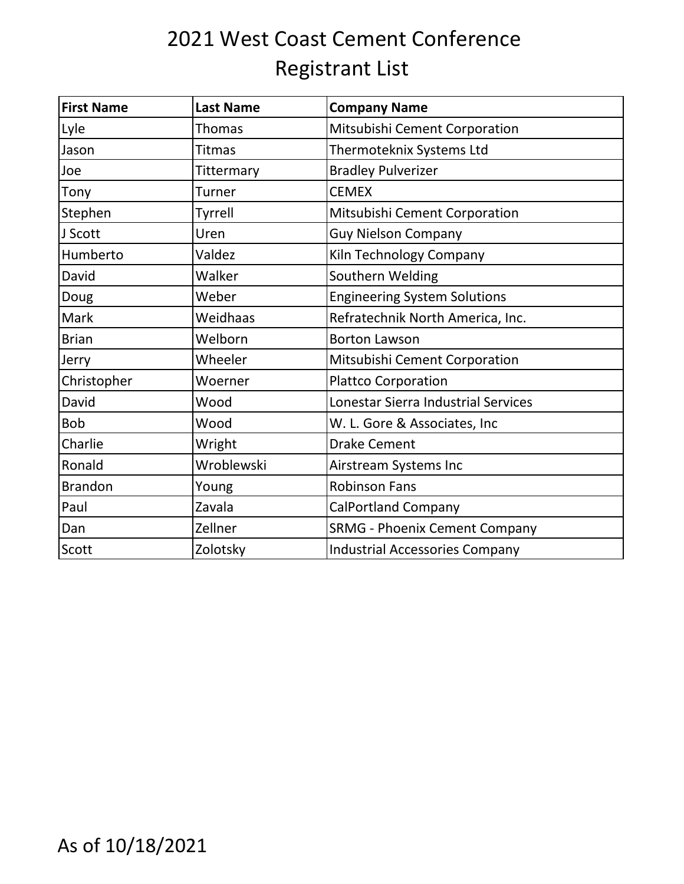# 2021 West Coast Cement Conference
## Registrant List

| First Name | Last Name | Company Name |
|---|---|---|
| Lyle | Thomas | Mitsubishi Cement Corporation |
| Jason | Titmas | Thermoteknix Systems Ltd |
| Joe | Tittermary | Bradley Pulverizer |
| Tony | Turner | CEMEX |
| Stephen | Tyrrell | Mitsubishi Cement Corporation |
| J Scott | Uren | Guy Nielson Company |
| Humberto | Valdez | Kiln Technology Company |
| David | Walker | Southern Welding |
| Doug | Weber | Engineering System Solutions |
| Mark | Weidhaas | Refratechnik North America, Inc. |
| Brian | Welborn | Borton Lawson |
| Jerry | Wheeler | Mitsubishi Cement Corporation |
| Christopher | Woerner | Plattco Corporation |
| David | Wood | Lonestar Sierra Industrial Services |
| Bob | Wood | W. L. Gore & Associates, Inc |
| Charlie | Wright | Drake Cement |
| Ronald | Wroblewski | Airstream Systems Inc |
| Brandon | Young | Robinson Fans |
| Paul | Zavala | CalPortland Company |
| Dan | Zellner | SRMG - Phoenix Cement Company |
| Scott | Zolotsky | Industrial Accessories Company |

As of 10/18/2021